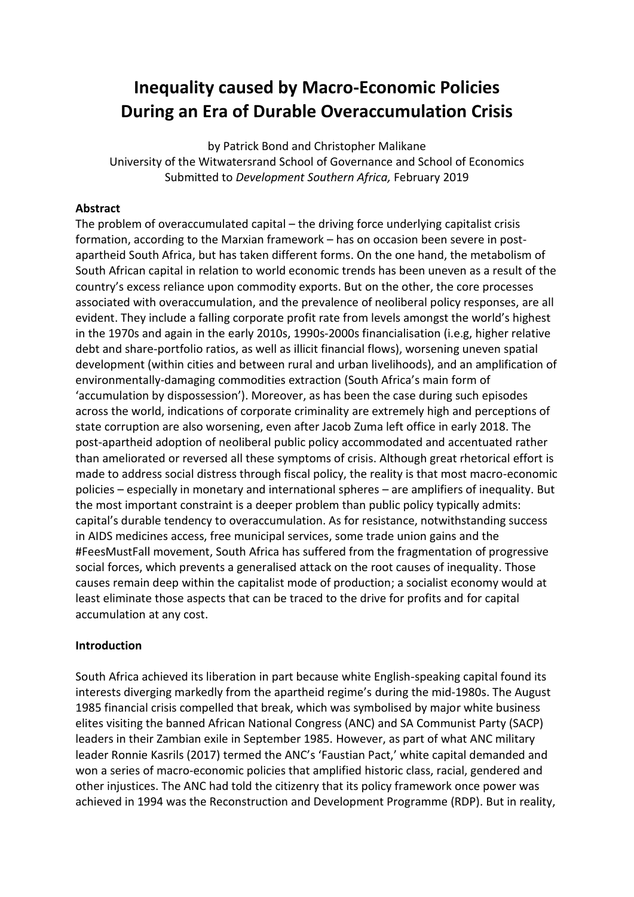# Inequality caused by Macro-Economic Policies During an Era of Durable Overaccumulation Crisis

by Patrick Bond and Christopher Malikane
University of the Witwatersrand School of Governance and School of Economics
Submitted to *Development Southern Africa,* February 2019

**Abstract**

The problem of overaccumulated capital – the driving force underlying capitalist crisis formation, according to the Marxian framework – has on occasion been severe in post-apartheid South Africa, but has taken different forms. On the one hand, the metabolism of South African capital in relation to world economic trends has been uneven as a result of the country's excess reliance upon commodity exports. But on the other, the core processes associated with overaccumulation, and the prevalence of neoliberal policy responses, are all evident. They include a falling corporate profit rate from levels amongst the world's highest in the 1970s and again in the early 2010s, 1990s-2000s financialisation (i.e,g, higher relative debt and share-portfolio ratios, as well as illicit financial flows), worsening uneven spatial development (within cities and between rural and urban livelihoods), and an amplification of environmentally-damaging commodities extraction (South Africa's main form of 'accumulation by dispossession'). Moreover, as has been the case during such episodes across the world, indications of corporate criminality are extremely high and perceptions of state corruption are also worsening, even after Jacob Zuma left office in early 2018. The post-apartheid adoption of neoliberal public policy accommodated and accentuated rather than ameliorated or reversed all these symptoms of crisis. Although great rhetorical effort is made to address social distress through fiscal policy, the reality is that most macro-economic policies – especially in monetary and international spheres – are amplifiers of inequality. But the most important constraint is a deeper problem than public policy typically admits: capital's durable tendency to overaccumulation. As for resistance, notwithstanding success in AIDS medicines access, free municipal services, some trade union gains and the #FeesMustFall movement, South Africa has suffered from the fragmentation of progressive social forces, which prevents a generalised attack on the root causes of inequality. Those causes remain deep within the capitalist mode of production; a socialist economy would at least eliminate those aspects that can be traced to the drive for profits and for capital accumulation at any cost.

**Introduction**

South Africa achieved its liberation in part because white English-speaking capital found its interests diverging markedly from the apartheid regime's during the mid-1980s. The August 1985 financial crisis compelled that break, which was symbolised by major white business elites visiting the banned African National Congress (ANC) and SA Communist Party (SACP) leaders in their Zambian exile in September 1985. However, as part of what ANC military leader Ronnie Kasrils (2017) termed the ANC's 'Faustian Pact,' white capital demanded and won a series of macro-economic policies that amplified historic class, racial, gendered and other injustices. The ANC had told the citizenry that its policy framework once power was achieved in 1994 was the Reconstruction and Development Programme (RDP). But in reality,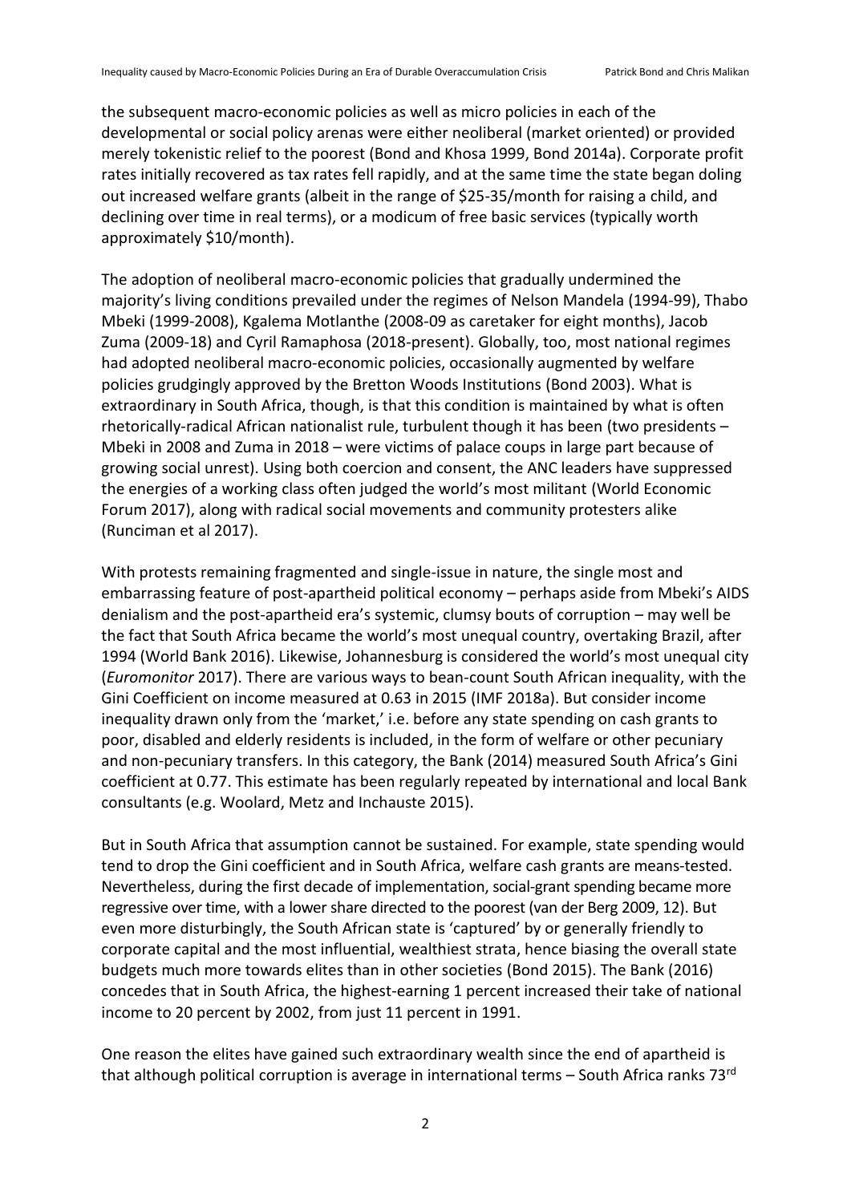the subsequent macro-economic policies as well as micro policies in each of the developmental or social policy arenas were either neoliberal (market oriented) or provided merely tokenistic relief to the poorest (Bond and Khosa 1999, Bond 2014a). Corporate profit rates initially recovered as tax rates fell rapidly, and at the same time the state began doling out increased welfare grants (albeit in the range of \$25-35/month for raising a child, and declining over time in real terms), or a modicum of free basic services (typically worth approximately \$10/month).

The adoption of neoliberal macro-economic policies that gradually undermined the majority's living conditions prevailed under the regimes of Nelson Mandela (1994-99), Thabo Mbeki (1999-2008), Kgalema Motlanthe (2008-09 as caretaker for eight months), Jacob Zuma (2009-18) and Cyril Ramaphosa (2018-present). Globally, too, most national regimes had adopted neoliberal macro-economic policies, occasionally augmented by welfare policies grudgingly approved by the Bretton Woods Institutions (Bond 2003). What is extraordinary in South Africa, though, is that this condition is maintained by what is often rhetorically-radical African nationalist rule, turbulent though it has been (two presidents – Mbeki in 2008 and Zuma in 2018 – were victims of palace coups in large part because of growing social unrest). Using both coercion and consent, the ANC leaders have suppressed the energies of a working class often judged the world's most militant (World Economic Forum 2017), along with radical social movements and community protesters alike (Runciman et al 2017).

With protests remaining fragmented and single-issue in nature, the single most and embarrassing feature of post-apartheid political economy – perhaps aside from Mbeki's AIDS denialism and the post-apartheid era's systemic, clumsy bouts of corruption – may well be the fact that South Africa became the world's most unequal country, overtaking Brazil, after 1994 (World Bank 2016). Likewise, Johannesburg is considered the world's most unequal city (*Euromonitor* 2017). There are various ways to bean-count South African inequality, with the Gini Coefficient on income measured at 0.63 in 2015 (IMF 2018a). But consider income inequality drawn only from the 'market,' i.e. before any state spending on cash grants to poor, disabled and elderly residents is included, in the form of welfare or other pecuniary and non-pecuniary transfers. In this category, the Bank (2014) measured South Africa's Gini coefficient at 0.77. This estimate has been regularly repeated by international and local Bank consultants (e.g. Woolard, Metz and Inchauste 2015).

But in South Africa that assumption cannot be sustained. For example, state spending would tend to drop the Gini coefficient and in South Africa, welfare cash grants are means-tested. Nevertheless, during the first decade of implementation, social-grant spending became more regressive over time, with a lower share directed to the poorest (van der Berg 2009, 12). But even more disturbingly, the South African state is 'captured' by or generally friendly to corporate capital and the most influential, wealthiest strata, hence biasing the overall state budgets much more towards elites than in other societies (Bond 2015). The Bank (2016) concedes that in South Africa, the highest-earning 1 percent increased their take of national income to 20 percent by 2002, from just 11 percent in 1991.

One reason the elites have gained such extraordinary wealth since the end of apartheid is that although political corruption is average in international terms – South Africa ranks 73rd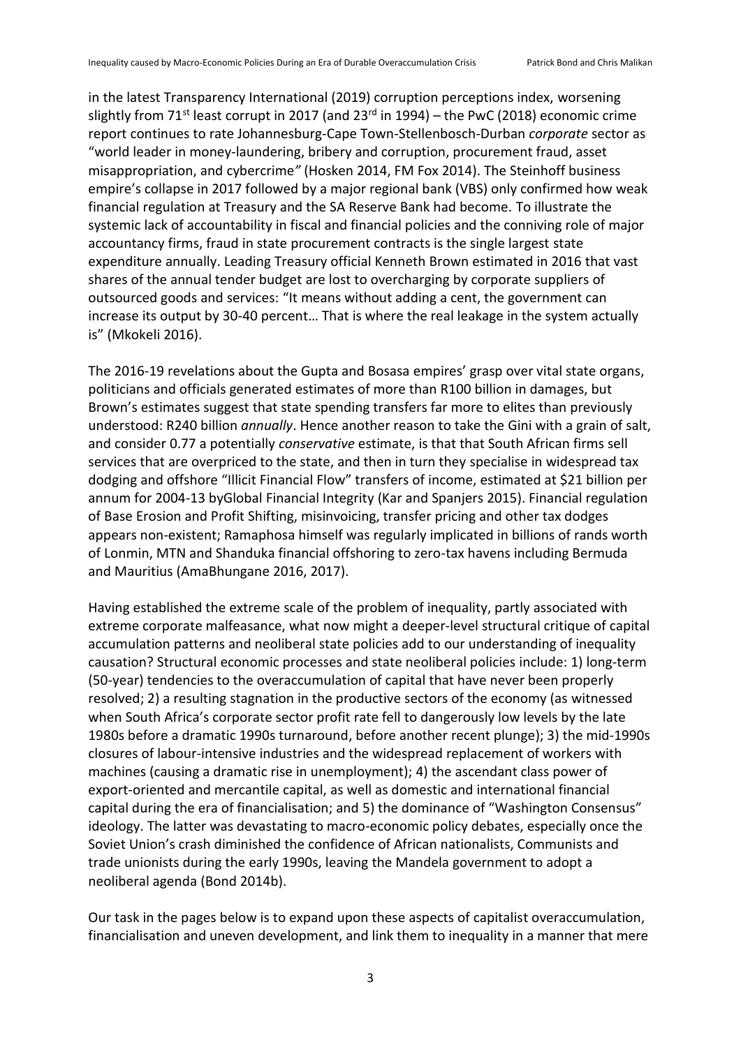in the latest Transparency International (2019) corruption perceptions index, worsening slightly from 71st least corrupt in 2017 (and 23rd in 1994) – the PwC (2018) economic crime report continues to rate Johannesburg-Cape Town-Stellenbosch-Durban *corporate* sector as "world leader in money-laundering, bribery and corruption, procurement fraud, asset misappropriation, and cybercrime*"* (Hosken 2014, FM Fox 2014). The Steinhoff business empire's collapse in 2017 followed by a major regional bank (VBS) only confirmed how weak financial regulation at Treasury and the SA Reserve Bank had become. To illustrate the systemic lack of accountability in fiscal and financial policies and the conniving role of major accountancy firms, fraud in state procurement contracts is the single largest state expenditure annually. Leading Treasury official Kenneth Brown estimated in 2016 that vast shares of the annual tender budget are lost to overcharging by corporate suppliers of outsourced goods and services: "It means without adding a cent, the government can increase its output by 30-40 percent… That is where the real leakage in the system actually is" (Mkokeli 2016).

The 2016-19 revelations about the Gupta and Bosasa empires' grasp over vital state organs, politicians and officials generated estimates of more than R100 billion in damages, but Brown's estimates suggest that state spending transfers far more to elites than previously understood: R240 billion *annually*. Hence another reason to take the Gini with a grain of salt, and consider 0.77 a potentially *conservative* estimate, is that that South African firms sell services that are overpriced to the state, and then in turn they specialise in widespread tax dodging and offshore "Illicit Financial Flow" transfers of income, estimated at $21 billion per annum for 2004-13 byGlobal Financial Integrity (Kar and Spanjers 2015). Financial regulation of Base Erosion and Profit Shifting, misinvoicing, transfer pricing and other tax dodges appears non-existent; Ramaphosa himself was regularly implicated in billions of rands worth of Lonmin, MTN and Shanduka financial offshoring to zero-tax havens including Bermuda and Mauritius (AmaBhungane 2016, 2017).

Having established the extreme scale of the problem of inequality, partly associated with extreme corporate malfeasance, what now might a deeper-level structural critique of capital accumulation patterns and neoliberal state policies add to our understanding of inequality causation? Structural economic processes and state neoliberal policies include: 1) long-term (50-year) tendencies to the overaccumulation of capital that have never been properly resolved; 2) a resulting stagnation in the productive sectors of the economy (as witnessed when South Africa's corporate sector profit rate fell to dangerously low levels by the late 1980s before a dramatic 1990s turnaround, before another recent plunge); 3) the mid-1990s closures of labour-intensive industries and the widespread replacement of workers with machines (causing a dramatic rise in unemployment); 4) the ascendant class power of export-oriented and mercantile capital, as well as domestic and international financial capital during the era of financialisation; and 5) the dominance of "Washington Consensus" ideology. The latter was devastating to macro-economic policy debates, especially once the Soviet Union's crash diminished the confidence of African nationalists, Communists and trade unionists during the early 1990s, leaving the Mandela government to adopt a neoliberal agenda (Bond 2014b).

Our task in the pages below is to expand upon these aspects of capitalist overaccumulation, financialisation and uneven development, and link them to inequality in a manner that mere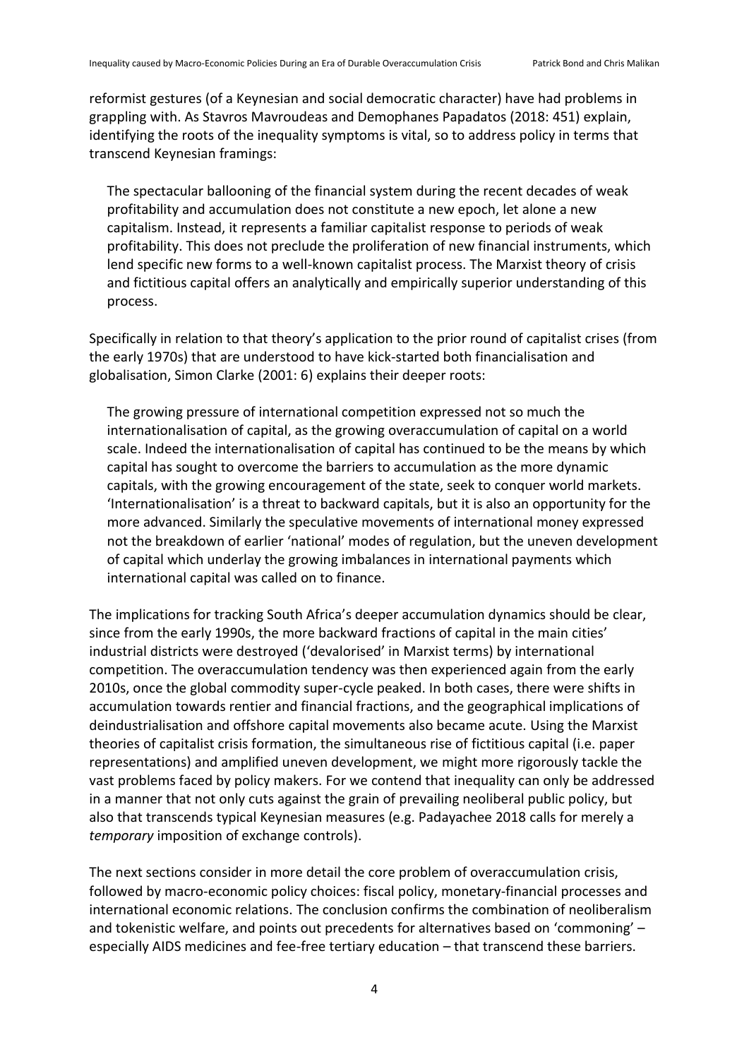reformist gestures (of a Keynesian and social democratic character) have had problems in grappling with. As Stavros Mavroudeas and Demophanes Papadatos (2018: 451) explain, identifying the roots of the inequality symptoms is vital, so to address policy in terms that transcend Keynesian framings:

> The spectacular ballooning of the financial system during the recent decades of weak profitability and accumulation does not constitute a new epoch, let alone a new capitalism. Instead, it represents a familiar capitalist response to periods of weak profitability. This does not preclude the proliferation of new financial instruments, which lend specific new forms to a well-known capitalist process. The Marxist theory of crisis and fictitious capital offers an analytically and empirically superior understanding of this process.

Specifically in relation to that theory's application to the prior round of capitalist crises (from the early 1970s) that are understood to have kick-started both financialisation and globalisation, Simon Clarke (2001: 6) explains their deeper roots:

> The growing pressure of international competition expressed not so much the internationalisation of capital, as the growing overaccumulation of capital on a world scale. Indeed the internationalisation of capital has continued to be the means by which capital has sought to overcome the barriers to accumulation as the more dynamic capitals, with the growing encouragement of the state, seek to conquer world markets. 'Internationalisation' is a threat to backward capitals, but it is also an opportunity for the more advanced. Similarly the speculative movements of international money expressed not the breakdown of earlier 'national' modes of regulation, but the uneven development of capital which underlay the growing imbalances in international payments which international capital was called on to finance.

The implications for tracking South Africa's deeper accumulation dynamics should be clear, since from the early 1990s, the more backward fractions of capital in the main cities' industrial districts were destroyed ('devalorised' in Marxist terms) by international competition. The overaccumulation tendency was then experienced again from the early 2010s, once the global commodity super-cycle peaked. In both cases, there were shifts in accumulation towards rentier and financial fractions, and the geographical implications of deindustrialisation and offshore capital movements also became acute. Using the Marxist theories of capitalist crisis formation, the simultaneous rise of fictitious capital (i.e. paper representations) and amplified uneven development, we might more rigorously tackle the vast problems faced by policy makers. For we contend that inequality can only be addressed in a manner that not only cuts against the grain of prevailing neoliberal public policy, but also that transcends typical Keynesian measures (e.g. Padayachee 2018 calls for merely a *temporary* imposition of exchange controls).

The next sections consider in more detail the core problem of overaccumulation crisis, followed by macro-economic policy choices: fiscal policy, monetary-financial processes and international economic relations. The conclusion confirms the combination of neoliberalism and tokenistic welfare, and points out precedents for alternatives based on 'commoning' – especially AIDS medicines and fee-free tertiary education – that transcend these barriers.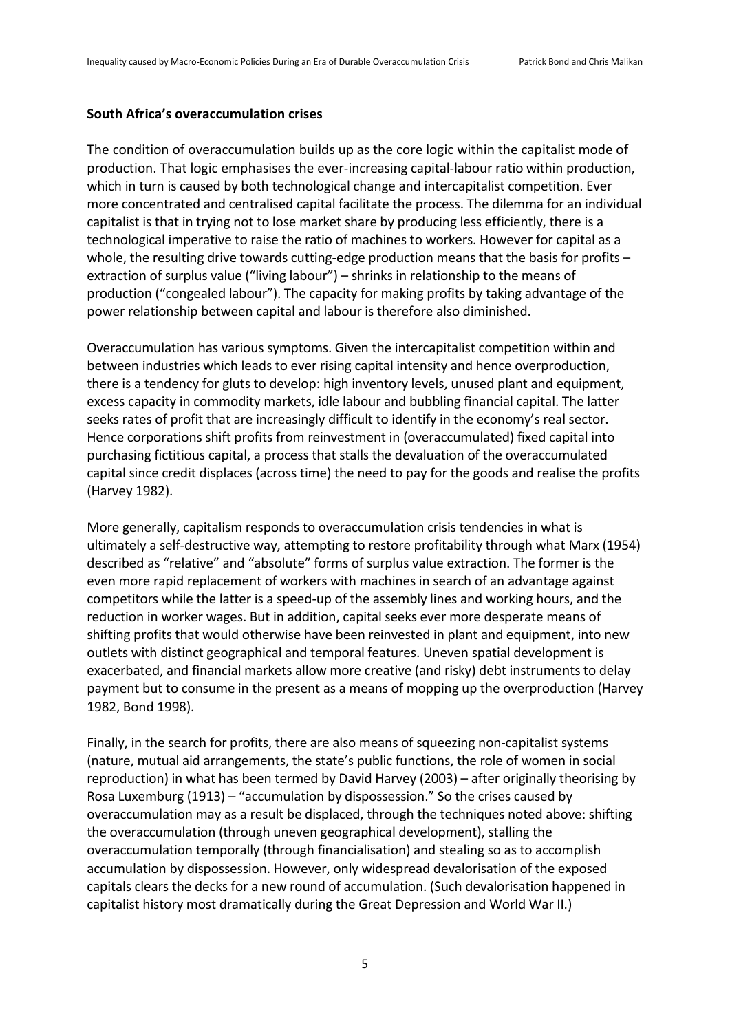**South Africa's overaccumulation crises**

The condition of overaccumulation builds up as the core logic within the capitalist mode of production. That logic emphasises the ever-increasing capital-labour ratio within production, which in turn is caused by both technological change and intercapitalist competition. Ever more concentrated and centralised capital facilitate the process. The dilemma for an individual capitalist is that in trying not to lose market share by producing less efficiently, there is a technological imperative to raise the ratio of machines to workers. However for capital as a whole, the resulting drive towards cutting-edge production means that the basis for profits – extraction of surplus value ("living labour") – shrinks in relationship to the means of production ("congealed labour"). The capacity for making profits by taking advantage of the power relationship between capital and labour is therefore also diminished.

Overaccumulation has various symptoms. Given the intercapitalist competition within and between industries which leads to ever rising capital intensity and hence overproduction, there is a tendency for gluts to develop: high inventory levels, unused plant and equipment, excess capacity in commodity markets, idle labour and bubbling financial capital. The latter seeks rates of profit that are increasingly difficult to identify in the economy's real sector. Hence corporations shift profits from reinvestment in (overaccumulated) fixed capital into purchasing fictitious capital, a process that stalls the devaluation of the overaccumulated capital since credit displaces (across time) the need to pay for the goods and realise the profits (Harvey 1982).

More generally, capitalism responds to overaccumulation crisis tendencies in what is ultimately a self-destructive way, attempting to restore profitability through what Marx (1954) described as "relative" and "absolute" forms of surplus value extraction. The former is the even more rapid replacement of workers with machines in search of an advantage against competitors while the latter is a speed-up of the assembly lines and working hours, and the reduction in worker wages. But in addition, capital seeks ever more desperate means of shifting profits that would otherwise have been reinvested in plant and equipment, into new outlets with distinct geographical and temporal features. Uneven spatial development is exacerbated, and financial markets allow more creative (and risky) debt instruments to delay payment but to consume in the present as a means of mopping up the overproduction (Harvey 1982, Bond 1998).

Finally, in the search for profits, there are also means of squeezing non-capitalist systems (nature, mutual aid arrangements, the state's public functions, the role of women in social reproduction) in what has been termed by David Harvey (2003) – after originally theorising by Rosa Luxemburg (1913) – "accumulation by dispossession." So the crises caused by overaccumulation may as a result be displaced, through the techniques noted above: shifting the overaccumulation (through uneven geographical development), stalling the overaccumulation temporally (through financialisation) and stealing so as to accomplish accumulation by dispossession. However, only widespread devalorisation of the exposed capitals clears the decks for a new round of accumulation. (Such devalorisation happened in capitalist history most dramatically during the Great Depression and World War II.)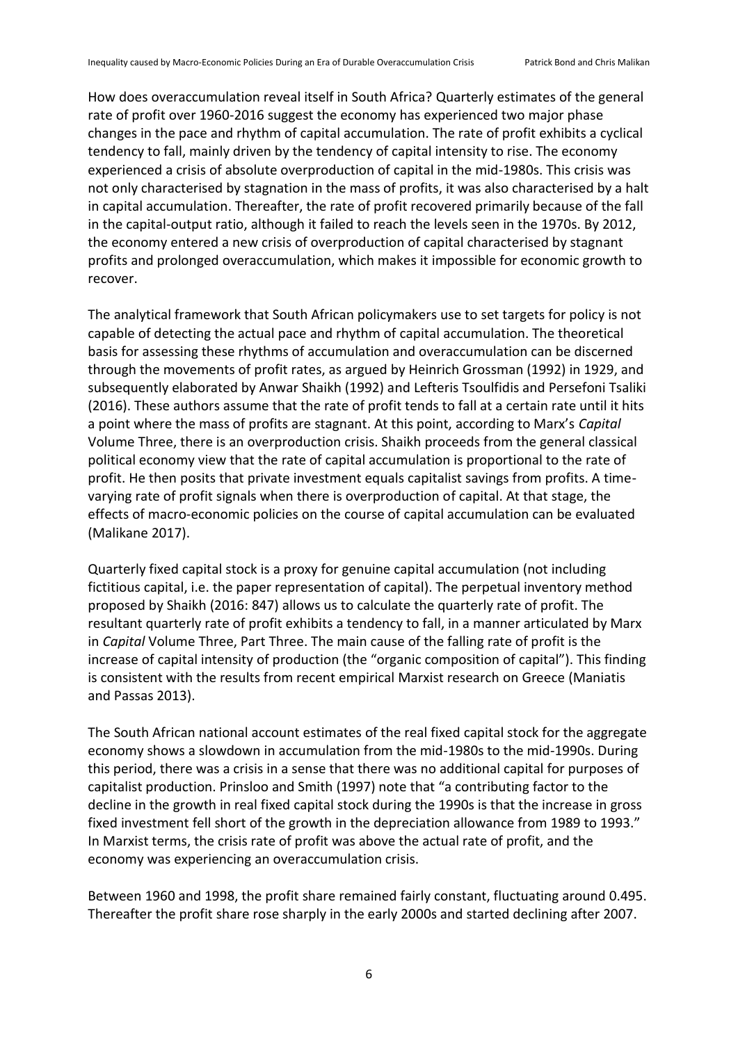How does overaccumulation reveal itself in South Africa? Quarterly estimates of the general rate of profit over 1960-2016 suggest the economy has experienced two major phase changes in the pace and rhythm of capital accumulation. The rate of profit exhibits a cyclical tendency to fall, mainly driven by the tendency of capital intensity to rise. The economy experienced a crisis of absolute overproduction of capital in the mid-1980s. This crisis was not only characterised by stagnation in the mass of profits, it was also characterised by a halt in capital accumulation. Thereafter, the rate of profit recovered primarily because of the fall in the capital-output ratio, although it failed to reach the levels seen in the 1970s. By 2012, the economy entered a new crisis of overproduction of capital characterised by stagnant profits and prolonged overaccumulation, which makes it impossible for economic growth to recover.

The analytical framework that South African policymakers use to set targets for policy is not capable of detecting the actual pace and rhythm of capital accumulation. The theoretical basis for assessing these rhythms of accumulation and overaccumulation can be discerned through the movements of profit rates, as argued by Heinrich Grossman (1992) in 1929, and subsequently elaborated by Anwar Shaikh (1992) and Lefteris Tsoulfidis and Persefoni Tsaliki (2016). These authors assume that the rate of profit tends to fall at a certain rate until it hits a point where the mass of profits are stagnant. At this point, according to Marx's *Capital* Volume Three, there is an overproduction crisis. Shaikh proceeds from the general classical political economy view that the rate of capital accumulation is proportional to the rate of profit. He then posits that private investment equals capitalist savings from profits. A time-varying rate of profit signals when there is overproduction of capital. At that stage, the effects of macro-economic policies on the course of capital accumulation can be evaluated (Malikane 2017).

Quarterly fixed capital stock is a proxy for genuine capital accumulation (not including fictitious capital, i.e. the paper representation of capital). The perpetual inventory method proposed by Shaikh (2016: 847) allows us to calculate the quarterly rate of profit. The resultant quarterly rate of profit exhibits a tendency to fall, in a manner articulated by Marx in *Capital* Volume Three, Part Three. The main cause of the falling rate of profit is the increase of capital intensity of production (the "organic composition of capital"). This finding is consistent with the results from recent empirical Marxist research on Greece (Maniatis and Passas 2013).

The South African national account estimates of the real fixed capital stock for the aggregate economy shows a slowdown in accumulation from the mid-1980s to the mid-1990s. During this period, there was a crisis in a sense that there was no additional capital for purposes of capitalist production. Prinsloo and Smith (1997) note that "a contributing factor to the decline in the growth in real fixed capital stock during the 1990s is that the increase in gross fixed investment fell short of the growth in the depreciation allowance from 1989 to 1993." In Marxist terms, the crisis rate of profit was above the actual rate of profit, and the economy was experiencing an overaccumulation crisis.

Between 1960 and 1998, the profit share remained fairly constant, fluctuating around 0.495. Thereafter the profit share rose sharply in the early 2000s and started declining after 2007.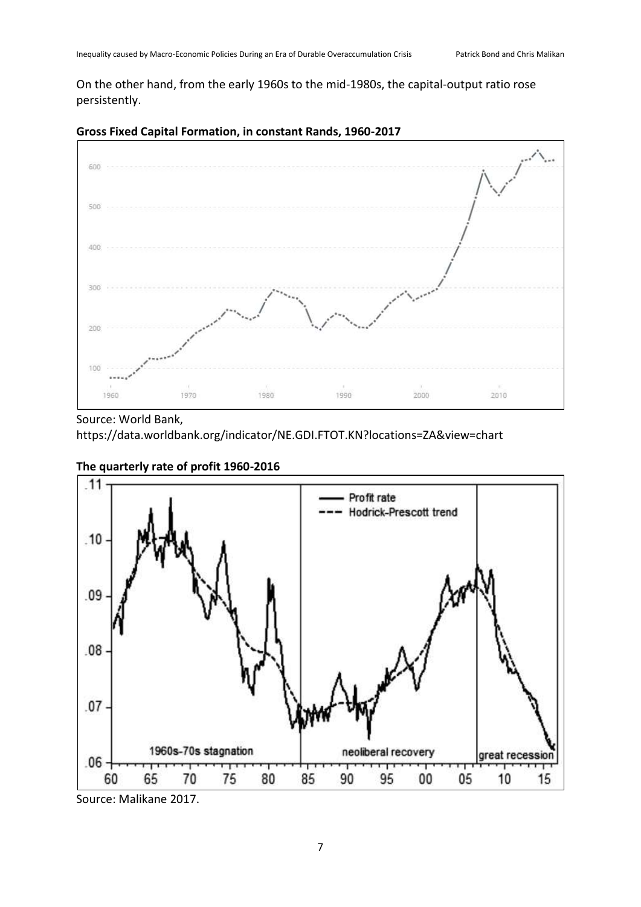On the other hand, from the early 1960s to the mid-1980s, the capital-output ratio rose persistently.

**Gross Fixed Capital Formation, in constant Rands, 1960-2017**

Source: World Bank, https://data.worldbank.org/indicator/NE.GDI.FTOT.KN?locations=ZA&view=chart

**The quarterly rate of profit 1960-2016**

Source: Malikane 2017.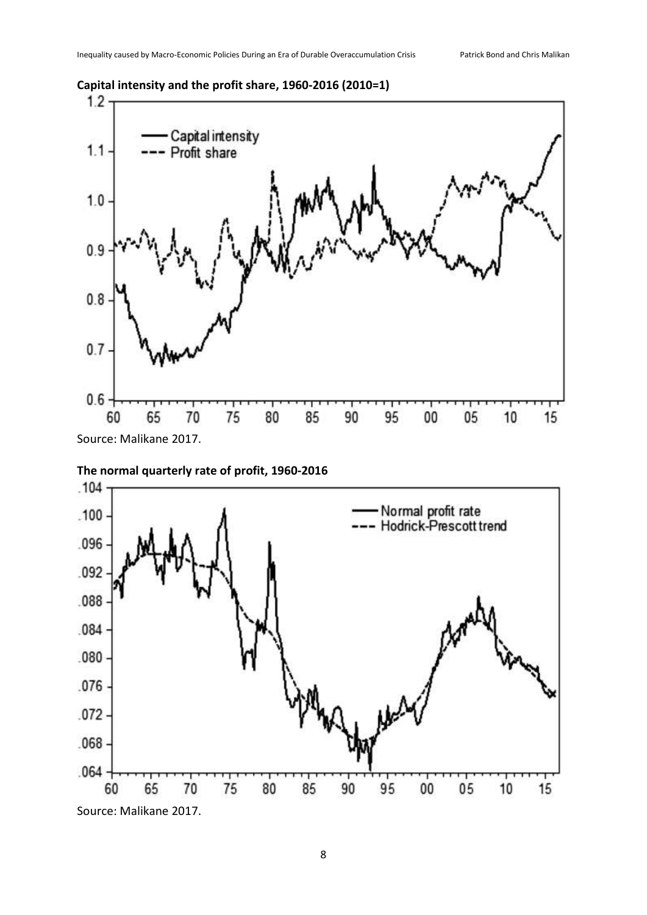**Capital intensity and the profit share, 1960-2016 (2010=1)**

Source: Malikane 2017.

**The normal quarterly rate of profit, 1960-2016**

Source: Malikane 2017.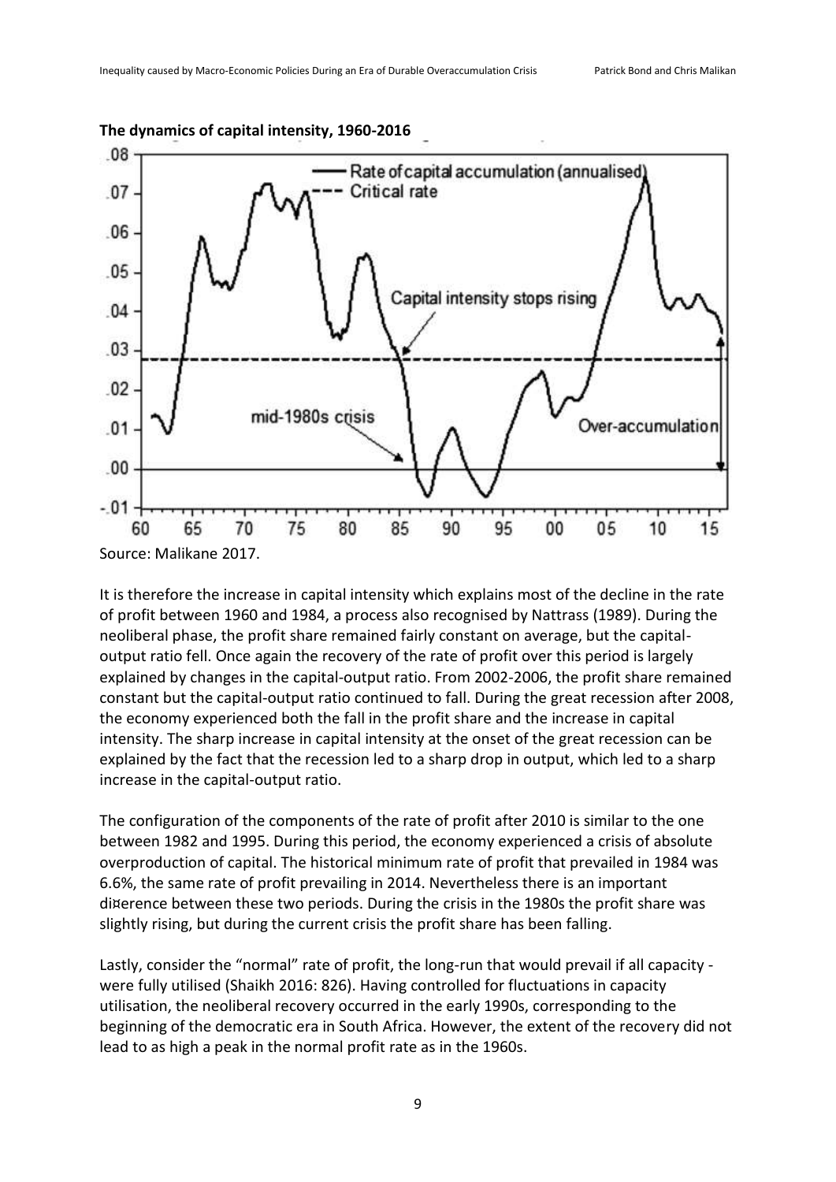**The dynamics of capital intensity, 1960-2016**

Source: Malikane 2017.

It is therefore the increase in capital intensity which explains most of the decline in the rate of profit between 1960 and 1984, a process also recognised by Nattrass (1989). During the neoliberal phase, the profit share remained fairly constant on average, but the capital-output ratio fell. Once again the recovery of the rate of profit over this period is largely explained by changes in the capital-output ratio. From 2002-2006, the profit share remained constant but the capital-output ratio continued to fall. During the great recession after 2008, the economy experienced both the fall in the profit share and the increase in capital intensity. The sharp increase in capital intensity at the onset of the great recession can be explained by the fact that the recession led to a sharp drop in output, which led to a sharp increase in the capital-output ratio.

The configuration of the components of the rate of profit after 2010 is similar to the one between 1982 and 1995. During this period, the economy experienced a crisis of absolute overproduction of capital. The historical minimum rate of profit that prevailed in 1984 was 6.6%, the same rate of profit prevailing in 2014. Nevertheless there is an important difference between these two periods. During the crisis in the 1980s the profit share was slightly rising, but during the current crisis the profit share has been falling.

Lastly, consider the "normal" rate of profit, the long-run that would prevail if all capacity - were fully utilised (Shaikh 2016: 826). Having controlled for fluctuations in capacity utilisation, the neoliberal recovery occurred in the early 1990s, corresponding to the beginning of the democratic era in South Africa. However, the extent of the recovery did not lead to as high a peak in the normal profit rate as in the 1960s.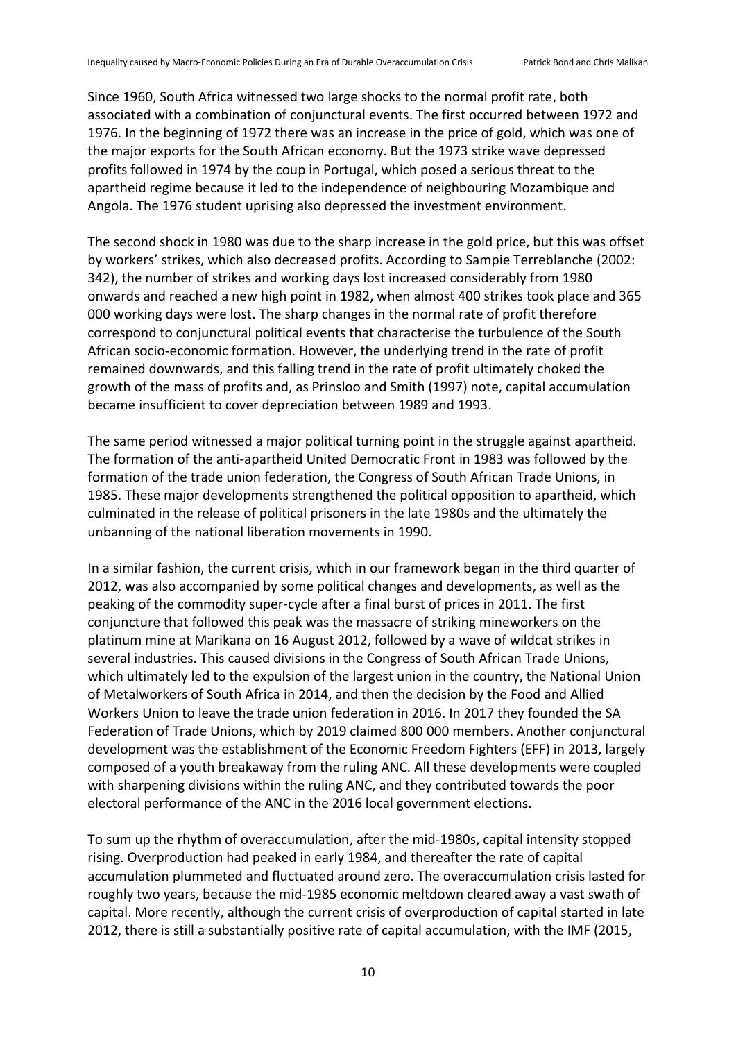Since 1960, South Africa witnessed two large shocks to the normal profit rate, both associated with a combination of conjunctural events. The first occurred between 1972 and 1976. In the beginning of 1972 there was an increase in the price of gold, which was one of the major exports for the South African economy. But the 1973 strike wave depressed profits followed in 1974 by the coup in Portugal, which posed a serious threat to the apartheid regime because it led to the independence of neighbouring Mozambique and Angola. The 1976 student uprising also depressed the investment environment.

The second shock in 1980 was due to the sharp increase in the gold price, but this was offset by workers' strikes, which also decreased profits. According to Sampie Terreblanche (2002: 342), the number of strikes and working days lost increased considerably from 1980 onwards and reached a new high point in 1982, when almost 400 strikes took place and 365 000 working days were lost. The sharp changes in the normal rate of profit therefore correspond to conjunctural political events that characterise the turbulence of the South African socio-economic formation. However, the underlying trend in the rate of profit remained downwards, and this falling trend in the rate of profit ultimately choked the growth of the mass of profits and, as Prinsloo and Smith (1997) note, capital accumulation became insufficient to cover depreciation between 1989 and 1993.

The same period witnessed a major political turning point in the struggle against apartheid. The formation of the anti-apartheid United Democratic Front in 1983 was followed by the formation of the trade union federation, the Congress of South African Trade Unions, in 1985. These major developments strengthened the political opposition to apartheid, which culminated in the release of political prisoners in the late 1980s and the ultimately the unbanning of the national liberation movements in 1990.

In a similar fashion, the current crisis, which in our framework began in the third quarter of 2012, was also accompanied by some political changes and developments, as well as the peaking of the commodity super-cycle after a final burst of prices in 2011. The first conjuncture that followed this peak was the massacre of striking mineworkers on the platinum mine at Marikana on 16 August 2012, followed by a wave of wildcat strikes in several industries. This caused divisions in the Congress of South African Trade Unions, which ultimately led to the expulsion of the largest union in the country, the National Union of Metalworkers of South Africa in 2014, and then the decision by the Food and Allied Workers Union to leave the trade union federation in 2016. In 2017 they founded the SA Federation of Trade Unions, which by 2019 claimed 800 000 members. Another conjunctural development was the establishment of the Economic Freedom Fighters (EFF) in 2013, largely composed of a youth breakaway from the ruling ANC. All these developments were coupled with sharpening divisions within the ruling ANC, and they contributed towards the poor electoral performance of the ANC in the 2016 local government elections.

To sum up the rhythm of overaccumulation, after the mid-1980s, capital intensity stopped rising. Overproduction had peaked in early 1984, and thereafter the rate of capital accumulation plummeted and fluctuated around zero. The overaccumulation crisis lasted for roughly two years, because the mid-1985 economic meltdown cleared away a vast swath of capital. More recently, although the current crisis of overproduction of capital started in late 2012, there is still a substantially positive rate of capital accumulation, with the IMF (2015,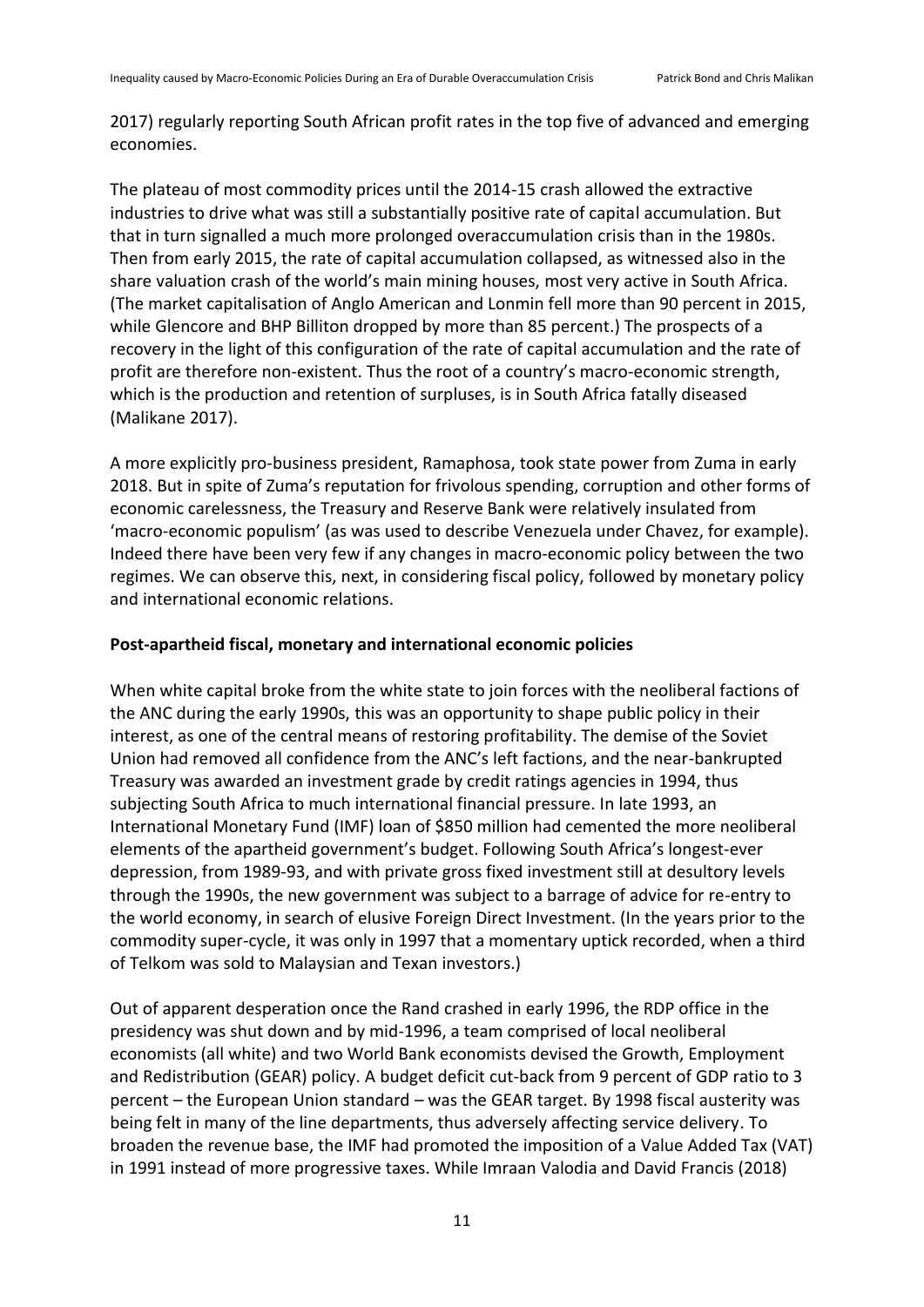2017) regularly reporting South African profit rates in the top five of advanced and emerging economies.

The plateau of most commodity prices until the 2014-15 crash allowed the extractive industries to drive what was still a substantially positive rate of capital accumulation. But that in turn signalled a much more prolonged overaccumulation crisis than in the 1980s. Then from early 2015, the rate of capital accumulation collapsed, as witnessed also in the share valuation crash of the world's main mining houses, most very active in South Africa. (The market capitalisation of Anglo American and Lonmin fell more than 90 percent in 2015, while Glencore and BHP Billiton dropped by more than 85 percent.) The prospects of a recovery in the light of this configuration of the rate of capital accumulation and the rate of profit are therefore non-existent. Thus the root of a country's macro-economic strength, which is the production and retention of surpluses, is in South Africa fatally diseased (Malikane 2017).

A more explicitly pro-business president, Ramaphosa, took state power from Zuma in early 2018. But in spite of Zuma's reputation for frivolous spending, corruption and other forms of economic carelessness, the Treasury and Reserve Bank were relatively insulated from 'macro-economic populism' (as was used to describe Venezuela under Chavez, for example). Indeed there have been very few if any changes in macro-economic policy between the two regimes. We can observe this, next, in considering fiscal policy, followed by monetary policy and international economic relations.

**Post-apartheid fiscal, monetary and international economic policies**

When white capital broke from the white state to join forces with the neoliberal factions of the ANC during the early 1990s, this was an opportunity to shape public policy in their interest, as one of the central means of restoring profitability. The demise of the Soviet Union had removed all confidence from the ANC's left factions, and the near-bankrupted Treasury was awarded an investment grade by credit ratings agencies in 1994, thus subjecting South Africa to much international financial pressure. In late 1993, an International Monetary Fund (IMF) loan of $850 million had cemented the more neoliberal elements of the apartheid government's budget. Following South Africa's longest-ever depression, from 1989-93, and with private gross fixed investment still at desultory levels through the 1990s, the new government was subject to a barrage of advice for re-entry to the world economy, in search of elusive Foreign Direct Investment. (In the years prior to the commodity super-cycle, it was only in 1997 that a momentary uptick recorded, when a third of Telkom was sold to Malaysian and Texan investors.)

Out of apparent desperation once the Rand crashed in early 1996, the RDP office in the presidency was shut down and by mid-1996, a team comprised of local neoliberal economists (all white) and two World Bank economists devised the Growth, Employment and Redistribution (GEAR) policy. A budget deficit cut-back from 9 percent of GDP ratio to 3 percent – the European Union standard – was the GEAR target. By 1998 fiscal austerity was being felt in many of the line departments, thus adversely affecting service delivery. To broaden the revenue base, the IMF had promoted the imposition of a Value Added Tax (VAT) in 1991 instead of more progressive taxes. While Imraan Valodia and David Francis (2018)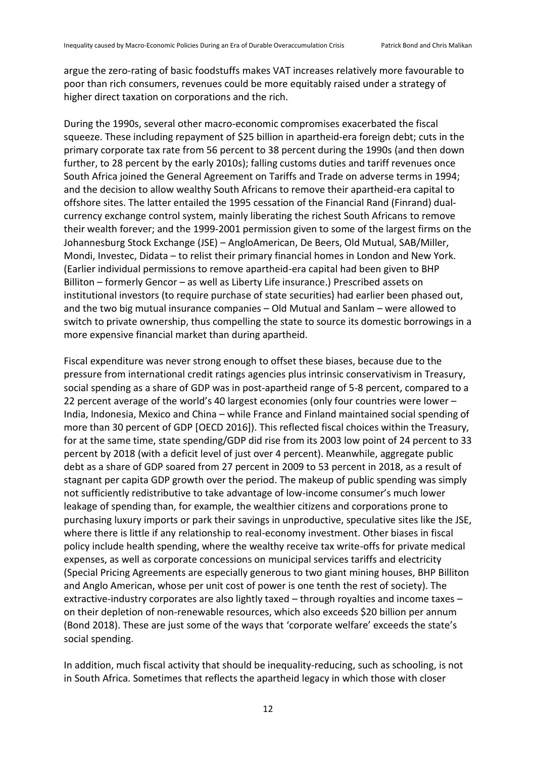argue the zero-rating of basic foodstuffs makes VAT increases relatively more favourable to poor than rich consumers, revenues could be more equitably raised under a strategy of higher direct taxation on corporations and the rich.

During the 1990s, several other macro-economic compromises exacerbated the fiscal squeeze. These including repayment of $25 billion in apartheid-era foreign debt; cuts in the primary corporate tax rate from 56 percent to 38 percent during the 1990s (and then down further, to 28 percent by the early 2010s); falling customs duties and tariff revenues once South Africa joined the General Agreement on Tariffs and Trade on adverse terms in 1994; and the decision to allow wealthy South Africans to remove their apartheid-era capital to offshore sites. The latter entailed the 1995 cessation of the Financial Rand (Finrand) dual-currency exchange control system, mainly liberating the richest South Africans to remove their wealth forever; and the 1999-2001 permission given to some of the largest firms on the Johannesburg Stock Exchange (JSE) – AngloAmerican, De Beers, Old Mutual, SAB/Miller, Mondi, Investec, Didata – to relist their primary financial homes in London and New York. (Earlier individual permissions to remove apartheid-era capital had been given to BHP Billiton – formerly Gencor – as well as Liberty Life insurance.) Prescribed assets on institutional investors (to require purchase of state securities) had earlier been phased out, and the two big mutual insurance companies – Old Mutual and Sanlam – were allowed to switch to private ownership, thus compelling the state to source its domestic borrowings in a more expensive financial market than during apartheid.

Fiscal expenditure was never strong enough to offset these biases, because due to the pressure from international credit ratings agencies plus intrinsic conservativism in Treasury, social spending as a share of GDP was in post-apartheid range of 5-8 percent, compared to a 22 percent average of the world's 40 largest economies (only four countries were lower – India, Indonesia, Mexico and China – while France and Finland maintained social spending of more than 30 percent of GDP [OECD 2016]). This reflected fiscal choices within the Treasury, for at the same time, state spending/GDP did rise from its 2003 low point of 24 percent to 33 percent by 2018 (with a deficit level of just over 4 percent). Meanwhile, aggregate public debt as a share of GDP soared from 27 percent in 2009 to 53 percent in 2018, as a result of stagnant per capita GDP growth over the period. The makeup of public spending was simply not sufficiently redistributive to take advantage of low-income consumer's much lower leakage of spending than, for example, the wealthier citizens and corporations prone to purchasing luxury imports or park their savings in unproductive, speculative sites like the JSE, where there is little if any relationship to real-economy investment. Other biases in fiscal policy include health spending, where the wealthy receive tax write-offs for private medical expenses, as well as corporate concessions on municipal services tariffs and electricity (Special Pricing Agreements are especially generous to two giant mining houses, BHP Billiton and Anglo American, whose per unit cost of power is one tenth the rest of society). The extractive-industry corporates are also lightly taxed – through royalties and income taxes – on their depletion of non-renewable resources, which also exceeds $20 billion per annum (Bond 2018). These are just some of the ways that 'corporate welfare' exceeds the state's social spending.

In addition, much fiscal activity that should be inequality-reducing, such as schooling, is not in South Africa. Sometimes that reflects the apartheid legacy in which those with closer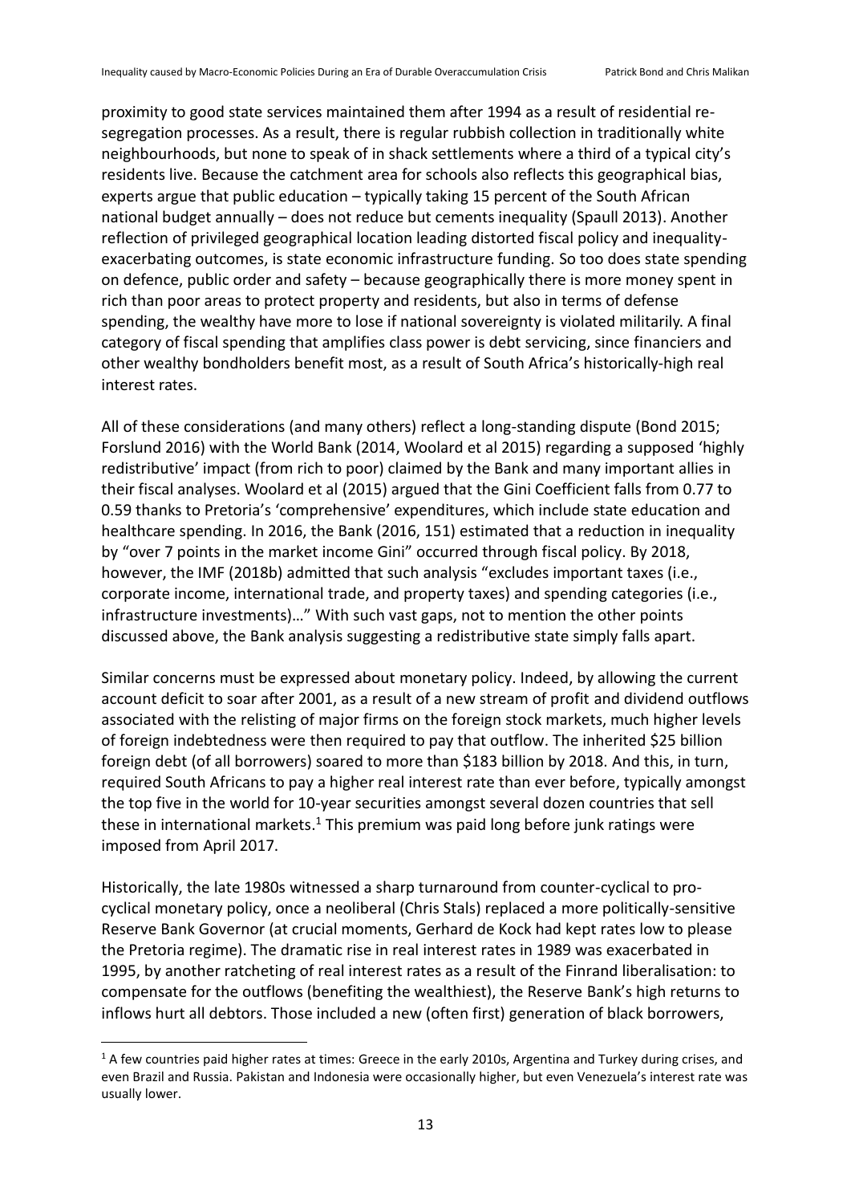proximity to good state services maintained them after 1994 as a result of residential re-segregation processes. As a result, there is regular rubbish collection in traditionally white neighbourhoods, but none to speak of in shack settlements where a third of a typical city's residents live. Because the catchment area for schools also reflects this geographical bias, experts argue that public education – typically taking 15 percent of the South African national budget annually – does not reduce but cements inequality (Spaull 2013). Another reflection of privileged geographical location leading distorted fiscal policy and inequality-exacerbating outcomes, is state economic infrastructure funding. So too does state spending on defence, public order and safety – because geographically there is more money spent in rich than poor areas to protect property and residents, but also in terms of defense spending, the wealthy have more to lose if national sovereignty is violated militarily. A final category of fiscal spending that amplifies class power is debt servicing, since financiers and other wealthy bondholders benefit most, as a result of South Africa's historically-high real interest rates.

All of these considerations (and many others) reflect a long-standing dispute (Bond 2015; Forslund 2016) with the World Bank (2014, Woolard et al 2015) regarding a supposed 'highly redistributive' impact (from rich to poor) claimed by the Bank and many important allies in their fiscal analyses. Woolard et al (2015) argued that the Gini Coefficient falls from 0.77 to 0.59 thanks to Pretoria's 'comprehensive' expenditures, which include state education and healthcare spending. In 2016, the Bank (2016, 151) estimated that a reduction in inequality by "over 7 points in the market income Gini" occurred through fiscal policy. By 2018, however, the IMF (2018b) admitted that such analysis "excludes important taxes (i.e., corporate income, international trade, and property taxes) and spending categories (i.e., infrastructure investments)…" With such vast gaps, not to mention the other points discussed above, the Bank analysis suggesting a redistributive state simply falls apart.

Similar concerns must be expressed about monetary policy. Indeed, by allowing the current account deficit to soar after 2001, as a result of a new stream of profit and dividend outflows associated with the relisting of major firms on the foreign stock markets, much higher levels of foreign indebtedness were then required to pay that outflow. The inherited $25 billion foreign debt (of all borrowers) soared to more than $183 billion by 2018. And this, in turn, required South Africans to pay a higher real interest rate than ever before, typically amongst the top five in the world for 10-year securities amongst several dozen countries that sell these in international markets.[1] This premium was paid long before junk ratings were imposed from April 2017.

Historically, the late 1980s witnessed a sharp turnaround from counter-cyclical to pro-cyclical monetary policy, once a neoliberal (Chris Stals) replaced a more politically-sensitive Reserve Bank Governor (at crucial moments, Gerhard de Kock had kept rates low to please the Pretoria regime). The dramatic rise in real interest rates in 1989 was exacerbated in 1995, by another ratcheting of real interest rates as a result of the Finrand liberalisation: to compensate for the outflows (benefiting the wealthiest), the Reserve Bank's high returns to inflows hurt all debtors. Those included a new (often first) generation of black borrowers,

[1] A few countries paid higher rates at times: Greece in the early 2010s, Argentina and Turkey during crises, and even Brazil and Russia. Pakistan and Indonesia were occasionally higher, but even Venezuela's interest rate was usually lower.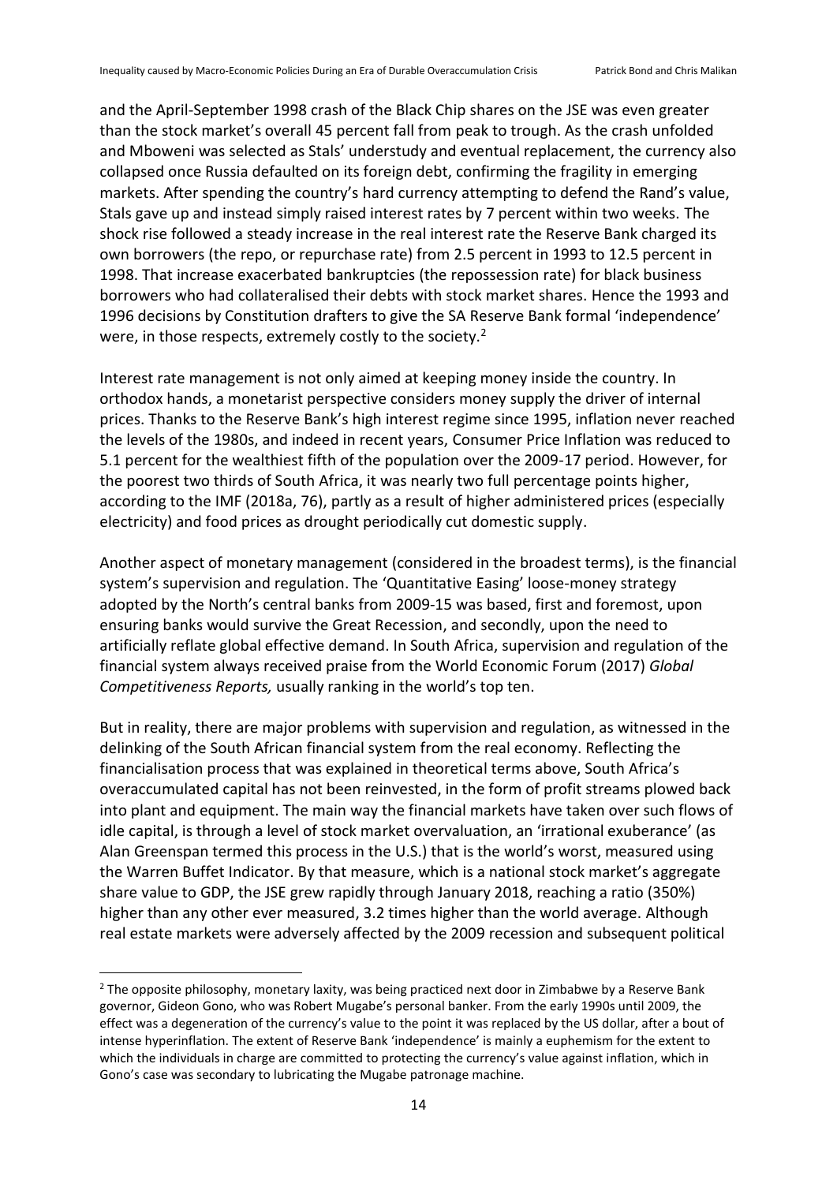and the April-September 1998 crash of the Black Chip shares on the JSE was even greater than the stock market's overall 45 percent fall from peak to trough. As the crash unfolded and Mboweni was selected as Stals' understudy and eventual replacement, the currency also collapsed once Russia defaulted on its foreign debt, confirming the fragility in emerging markets. After spending the country's hard currency attempting to defend the Rand's value, Stals gave up and instead simply raised interest rates by 7 percent within two weeks. The shock rise followed a steady increase in the real interest rate the Reserve Bank charged its own borrowers (the repo, or repurchase rate) from 2.5 percent in 1993 to 12.5 percent in 1998. That increase exacerbated bankruptcies (the repossession rate) for black business borrowers who had collateralised their debts with stock market shares. Hence the 1993 and 1996 decisions by Constitution drafters to give the SA Reserve Bank formal 'independence' were, in those respects, extremely costly to the society.[2]

Interest rate management is not only aimed at keeping money inside the country. In orthodox hands, a monetarist perspective considers money supply the driver of internal prices. Thanks to the Reserve Bank's high interest regime since 1995, inflation never reached the levels of the 1980s, and indeed in recent years, Consumer Price Inflation was reduced to 5.1 percent for the wealthiest fifth of the population over the 2009-17 period. However, for the poorest two thirds of South Africa, it was nearly two full percentage points higher, according to the IMF (2018a, 76), partly as a result of higher administered prices (especially electricity) and food prices as drought periodically cut domestic supply.

Another aspect of monetary management (considered in the broadest terms), is the financial system's supervision and regulation. The 'Quantitative Easing' loose-money strategy adopted by the North's central banks from 2009-15 was based, first and foremost, upon ensuring banks would survive the Great Recession, and secondly, upon the need to artificially reflate global effective demand. In South Africa, supervision and regulation of the financial system always received praise from the World Economic Forum (2017) *Global Competitiveness Reports,* usually ranking in the world's top ten.

But in reality, there are major problems with supervision and regulation, as witnessed in the delinking of the South African financial system from the real economy. Reflecting the financialisation process that was explained in theoretical terms above, South Africa's overaccumulated capital has not been reinvested, in the form of profit streams plowed back into plant and equipment. The main way the financial markets have taken over such flows of idle capital, is through a level of stock market overvaluation, an 'irrational exuberance' (as Alan Greenspan termed this process in the U.S.) that is the world's worst, measured using the Warren Buffet Indicator. By that measure, which is a national stock market's aggregate share value to GDP, the JSE grew rapidly through January 2018, reaching a ratio (350%) higher than any other ever measured, 3.2 times higher than the world average. Although real estate markets were adversely affected by the 2009 recession and subsequent political

[2] The opposite philosophy, monetary laxity, was being practiced next door in Zimbabwe by a Reserve Bank governor, Gideon Gono, who was Robert Mugabe's personal banker. From the early 1990s until 2009, the effect was a degeneration of the currency's value to the point it was replaced by the US dollar, after a bout of intense hyperinflation. The extent of Reserve Bank 'independence' is mainly a euphemism for the extent to which the individuals in charge are committed to protecting the currency's value against inflation, which in Gono's case was secondary to lubricating the Mugabe patronage machine.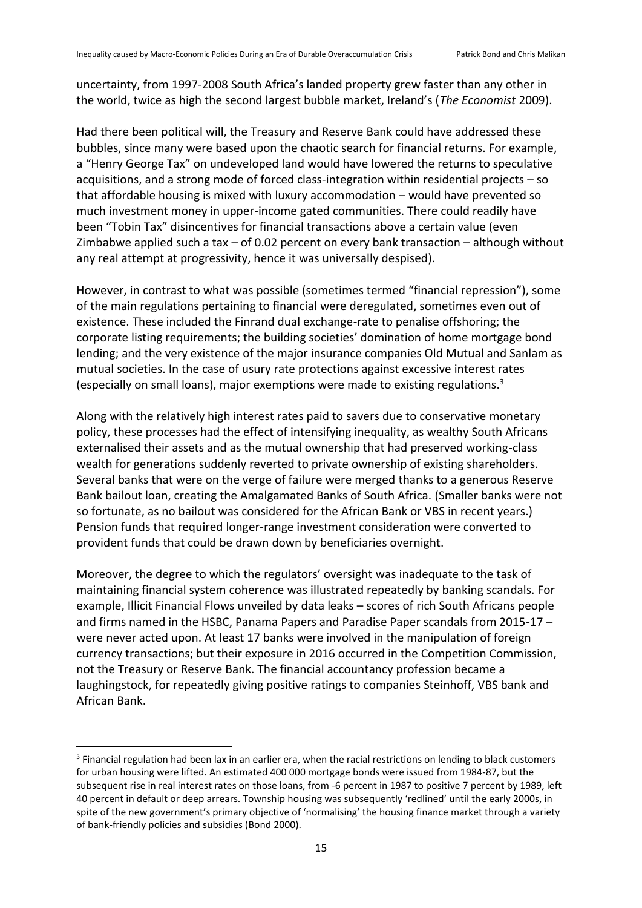uncertainty, from 1997-2008 South Africa's landed property grew faster than any other in the world, twice as high the second largest bubble market, Ireland's (*The Economist* 2009).

Had there been political will, the Treasury and Reserve Bank could have addressed these bubbles, since many were based upon the chaotic search for financial returns. For example, a "Henry George Tax" on undeveloped land would have lowered the returns to speculative acquisitions, and a strong mode of forced class-integration within residential projects – so that affordable housing is mixed with luxury accommodation – would have prevented so much investment money in upper-income gated communities. There could readily have been "Tobin Tax" disincentives for financial transactions above a certain value (even Zimbabwe applied such a tax – of 0.02 percent on every bank transaction – although without any real attempt at progressivity, hence it was universally despised).

However, in contrast to what was possible (sometimes termed "financial repression"), some of the main regulations pertaining to financial were deregulated, sometimes even out of existence. These included the Finrand dual exchange-rate to penalise offshoring; the corporate listing requirements; the building societies' domination of home mortgage bond lending; and the very existence of the major insurance companies Old Mutual and Sanlam as mutual societies. In the case of usury rate protections against excessive interest rates (especially on small loans), major exemptions were made to existing regulations.[3]

Along with the relatively high interest rates paid to savers due to conservative monetary policy, these processes had the effect of intensifying inequality, as wealthy South Africans externalised their assets and as the mutual ownership that had preserved working-class wealth for generations suddenly reverted to private ownership of existing shareholders. Several banks that were on the verge of failure were merged thanks to a generous Reserve Bank bailout loan, creating the Amalgamated Banks of South Africa. (Smaller banks were not so fortunate, as no bailout was considered for the African Bank or VBS in recent years.) Pension funds that required longer-range investment consideration were converted to provident funds that could be drawn down by beneficiaries overnight.

Moreover, the degree to which the regulators' oversight was inadequate to the task of maintaining financial system coherence was illustrated repeatedly by banking scandals. For example, Illicit Financial Flows unveiled by data leaks – scores of rich South Africans people and firms named in the HSBC, Panama Papers and Paradise Paper scandals from 2015-17 – were never acted upon. At least 17 banks were involved in the manipulation of foreign currency transactions; but their exposure in 2016 occurred in the Competition Commission, not the Treasury or Reserve Bank. The financial accountancy profession became a laughingstock, for repeatedly giving positive ratings to companies Steinhoff, VBS bank and African Bank.

---

[3] Financial regulation had been lax in an earlier era, when the racial restrictions on lending to black customers for urban housing were lifted. An estimated 400 000 mortgage bonds were issued from 1984-87, but the subsequent rise in real interest rates on those loans, from -6 percent in 1987 to positive 7 percent by 1989, left 40 percent in default or deep arrears. Township housing was subsequently 'redlined' until the early 2000s, in spite of the new government's primary objective of 'normalising' the housing finance market through a variety of bank-friendly policies and subsidies (Bond 2000).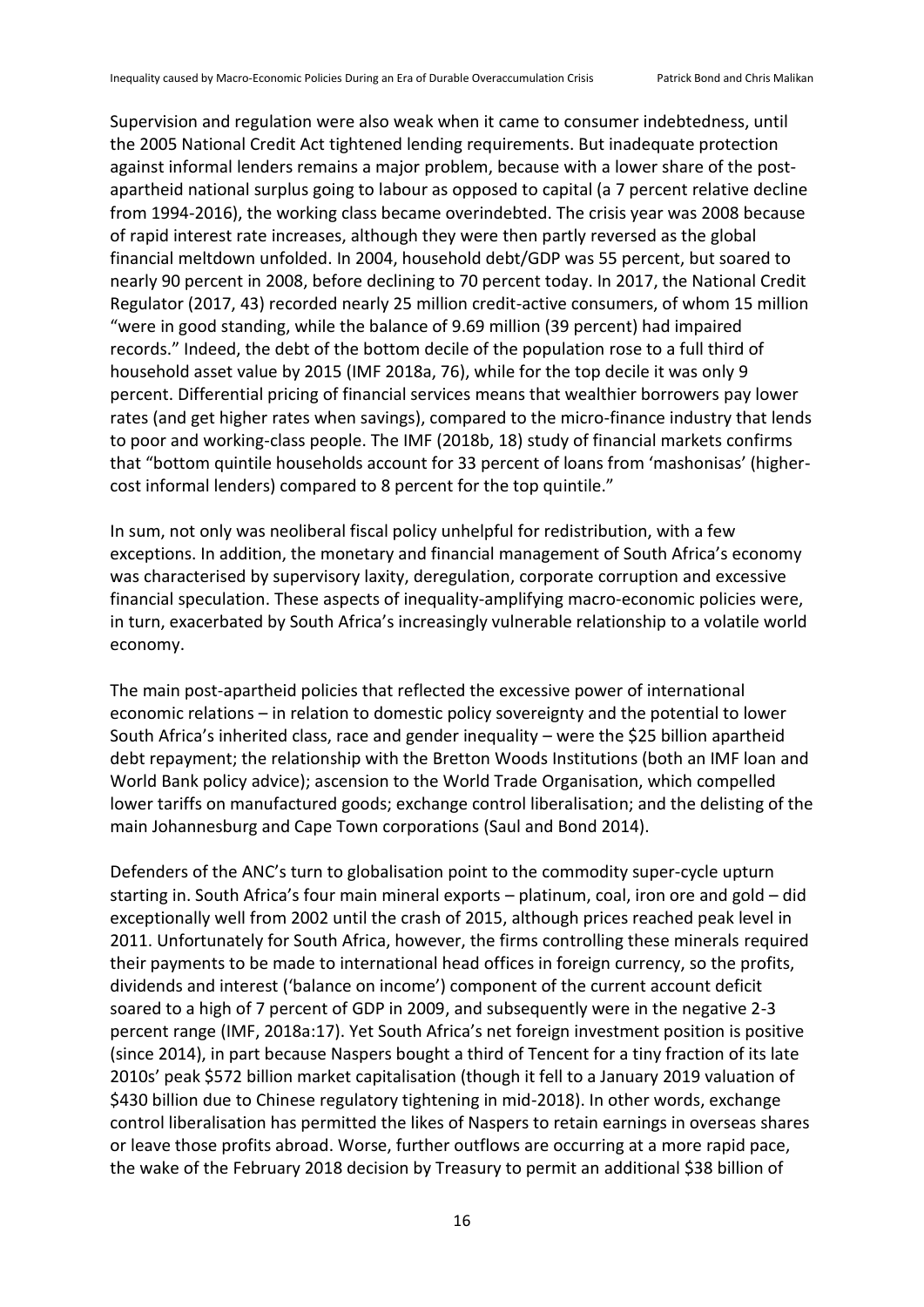Supervision and regulation were also weak when it came to consumer indebtedness, until the 2005 National Credit Act tightened lending requirements. But inadequate protection against informal lenders remains a major problem, because with a lower share of the post-apartheid national surplus going to labour as opposed to capital (a 7 percent relative decline from 1994-2016), the working class became overindebted. The crisis year was 2008 because of rapid interest rate increases, although they were then partly reversed as the global financial meltdown unfolded. In 2004, household debt/GDP was 55 percent, but soared to nearly 90 percent in 2008, before declining to 70 percent today. In 2017, the National Credit Regulator (2017, 43) recorded nearly 25 million credit-active consumers, of whom 15 million "were in good standing, while the balance of 9.69 million (39 percent) had impaired records." Indeed, the debt of the bottom decile of the population rose to a full third of household asset value by 2015 (IMF 2018a, 76), while for the top decile it was only 9 percent. Differential pricing of financial services means that wealthier borrowers pay lower rates (and get higher rates when savings), compared to the micro-finance industry that lends to poor and working-class people. The IMF (2018b, 18) study of financial markets confirms that "bottom quintile households account for 33 percent of loans from 'mashonisas' (higher-cost informal lenders) compared to 8 percent for the top quintile."

In sum, not only was neoliberal fiscal policy unhelpful for redistribution, with a few exceptions. In addition, the monetary and financial management of South Africa's economy was characterised by supervisory laxity, deregulation, corporate corruption and excessive financial speculation. These aspects of inequality-amplifying macro-economic policies were, in turn, exacerbated by South Africa's increasingly vulnerable relationship to a volatile world economy.

The main post-apartheid policies that reflected the excessive power of international economic relations – in relation to domestic policy sovereignty and the potential to lower South Africa's inherited class, race and gender inequality – were the $25 billion apartheid debt repayment; the relationship with the Bretton Woods Institutions (both an IMF loan and World Bank policy advice); ascension to the World Trade Organisation, which compelled lower tariffs on manufactured goods; exchange control liberalisation; and the delisting of the main Johannesburg and Cape Town corporations (Saul and Bond 2014).

Defenders of the ANC's turn to globalisation point to the commodity super-cycle upturn starting in. South Africa's four main mineral exports – platinum, coal, iron ore and gold – did exceptionally well from 2002 until the crash of 2015, although prices reached peak level in 2011. Unfortunately for South Africa, however, the firms controlling these minerals required their payments to be made to international head offices in foreign currency, so the profits, dividends and interest ('balance on income') component of the current account deficit soared to a high of 7 percent of GDP in 2009, and subsequently were in the negative 2-3 percent range (IMF, 2018a:17). Yet South Africa's net foreign investment position is positive (since 2014), in part because Naspers bought a third of Tencent for a tiny fraction of its late 2010s' peak $572 billion market capitalisation (though it fell to a January 2019 valuation of $430 billion due to Chinese regulatory tightening in mid-2018). In other words, exchange control liberalisation has permitted the likes of Naspers to retain earnings in overseas shares or leave those profits abroad. Worse, further outflows are occurring at a more rapid pace, the wake of the February 2018 decision by Treasury to permit an additional $38 billion of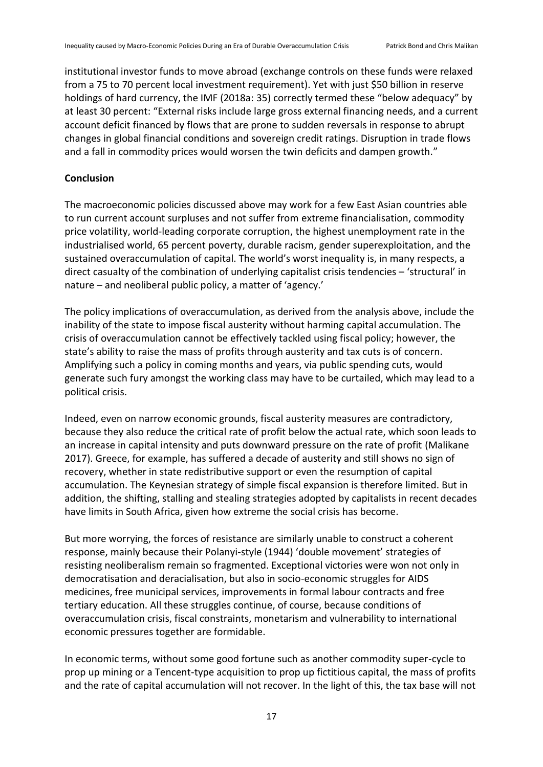institutional investor funds to move abroad (exchange controls on these funds were relaxed from a 75 to 70 percent local investment requirement). Yet with just $50 billion in reserve holdings of hard currency, the IMF (2018a: 35) correctly termed these "below adequacy" by at least 30 percent: "External risks include large gross external financing needs, and a current account deficit financed by flows that are prone to sudden reversals in response to abrupt changes in global financial conditions and sovereign credit ratings. Disruption in trade flows and a fall in commodity prices would worsen the twin deficits and dampen growth."

## Conclusion

The macroeconomic policies discussed above may work for a few East Asian countries able to run current account surpluses and not suffer from extreme financialisation, commodity price volatility, world-leading corporate corruption, the highest unemployment rate in the industrialised world, 65 percent poverty, durable racism, gender superexploitation, and the sustained overaccumulation of capital. The world's worst inequality is, in many respects, a direct casualty of the combination of underlying capitalist crisis tendencies – 'structural' in nature – and neoliberal public policy, a matter of 'agency.'

The policy implications of overaccumulation, as derived from the analysis above, include the inability of the state to impose fiscal austerity without harming capital accumulation. The crisis of overaccumulation cannot be effectively tackled using fiscal policy; however, the state's ability to raise the mass of profits through austerity and tax cuts is of concern. Amplifying such a policy in coming months and years, via public spending cuts, would generate such fury amongst the working class may have to be curtailed, which may lead to a political crisis.

Indeed, even on narrow economic grounds, fiscal austerity measures are contradictory, because they also reduce the critical rate of profit below the actual rate, which soon leads to an increase in capital intensity and puts downward pressure on the rate of profit (Malikane 2017). Greece, for example, has suffered a decade of austerity and still shows no sign of recovery, whether in state redistributive support or even the resumption of capital accumulation. The Keynesian strategy of simple fiscal expansion is therefore limited. But in addition, the shifting, stalling and stealing strategies adopted by capitalists in recent decades have limits in South Africa, given how extreme the social crisis has become.

But more worrying, the forces of resistance are similarly unable to construct a coherent response, mainly because their Polanyi-style (1944) 'double movement' strategies of resisting neoliberalism remain so fragmented. Exceptional victories were won not only in democratisation and deracialisation, but also in socio-economic struggles for AIDS medicines, free municipal services, improvements in formal labour contracts and free tertiary education. All these struggles continue, of course, because conditions of overaccumulation crisis, fiscal constraints, monetarism and vulnerability to international economic pressures together are formidable.

In economic terms, without some good fortune such as another commodity super-cycle to prop up mining or a Tencent-type acquisition to prop up fictitious capital, the mass of profits and the rate of capital accumulation will not recover. In the light of this, the tax base will not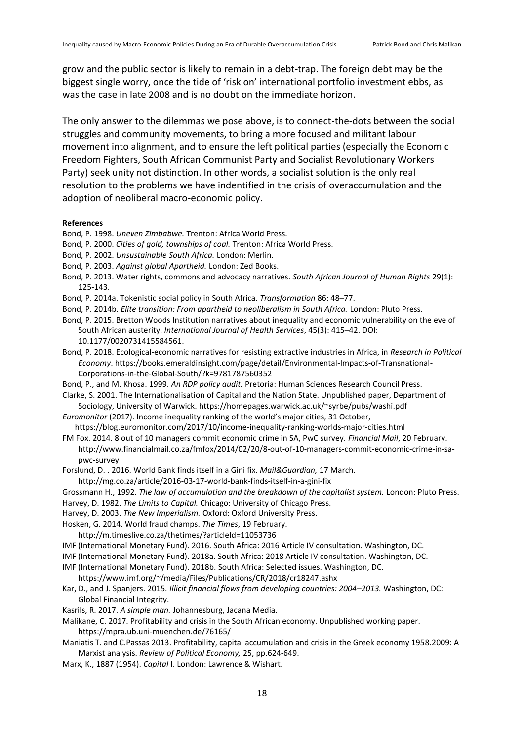grow and the public sector is likely to remain in a debt-trap. The foreign debt may be the biggest single worry, once the tide of 'risk on' international portfolio investment ebbs, as was the case in late 2008 and is no doubt on the immediate horizon.

The only answer to the dilemmas we pose above, is to connect-the-dots between the social struggles and community movements, to bring a more focused and militant labour movement into alignment, and to ensure the left political parties (especially the Economic Freedom Fighters, South African Communist Party and Socialist Revolutionary Workers Party) seek unity not distinction. In other words, a socialist solution is the only real resolution to the problems we have indentified in the crisis of overaccumulation and the adoption of neoliberal macro-economic policy.

**References**

Bond, P. 1998. *Uneven Zimbabwe.* Trenton: Africa World Press.

Bond, P. 2000. *Cities of gold, townships of coal.* Trenton: Africa World Press.

Bond, P. 2002. *Unsustainable South Africa.* London: Merlin.

Bond, P. 2003. *Against global Apartheid.* London: Zed Books.

Bond, P. 2013. Water rights, commons and advocacy narratives. *South African Journal of Human Rights* 29(1): 125-143.

Bond, P. 2014a. Tokenistic social policy in South Africa. *Transformation* 86: 48–77.

Bond, P. 2014b. *Elite transition: From apartheid to neoliberalism in South Africa.* London: Pluto Press.

Bond, P. 2015. Bretton Woods Institution narratives about inequality and economic vulnerability on the eve of South African austerity. *International Journal of Health Services*, 45(3): 415–42. DOI: 10.1177/0020731415584561.

Bond, P. 2018. Ecological-economic narratives for resisting extractive industries in Africa, in *Research in Political Economy*. https://books.emeraldinsight.com/page/detail/Environmental-Impacts-of-Transnational-Corporations-in-the-Global-South/?k=9781787560352

Bond, P., and M. Khosa. 1999. *An RDP policy audit.* Pretoria: Human Sciences Research Council Press.

Clarke, S. 2001. The Internationalisation of Capital and the Nation State. Unpublished paper, Department of Sociology, University of Warwick. https://homepages.warwick.ac.uk/~syrbe/pubs/washi.pdf

*Euromonitor* (2017). Income inequality ranking of the world's major cities, 31 October, https://blog.euromonitor.com/2017/10/income-inequality-ranking-worlds-major-cities.html

FM Fox. 2014. 8 out of 10 managers commit economic crime in SA, PwC survey. *Financial Mail*, 20 February. http://www.financialmail.co.za/fmfox/2014/02/20/8-out-of-10-managers-commit-economic-crime-in-sa-pwc-survey

Forslund, D. . 2016. World Bank finds itself in a Gini fix. *Mail&Guardian,* 17 March. http://mg.co.za/article/2016-03-17-world-bank-finds-itself-in-a-gini-fix

Grossmann H., 1992. *The law of accumulation and the breakdown of the capitalist system.* London: Pluto Press.

Harvey, D. 1982. *The Limits to Capital.* Chicago: University of Chicago Press.

Harvey, D. 2003. *The New Imperialism.* Oxford: Oxford University Press.

Hosken, G. 2014. World fraud champs. *The Times*, 19 February. http://m.timeslive.co.za/thetimes/?articleId=11053736

IMF (International Monetary Fund). 2016. South Africa: 2016 Article IV consultation. Washington, DC.

IMF (International Monetary Fund). 2018a. South Africa: 2018 Article IV consultation. Washington, DC.

IMF (International Monetary Fund). 2018b. South Africa: Selected issues. Washington, DC. https://www.imf.org/~/media/Files/Publications/CR/2018/cr18247.ashx

Kar, D., and J. Spanjers. 2015. *Illicit financial flows from developing countries: 2004–2013.* Washington, DC: Global Financial Integrity.

Kasrils, R. 2017. *A simple man.* Johannesburg, Jacana Media.

Malikane, C. 2017. Profitability and crisis in the South African economy. Unpublished working paper. https://mpra.ub.uni-muenchen.de/76165/

Maniatis T. and C.Passas 2013. Profitability, capital accumulation and crisis in the Greek economy 1958.2009: A Marxist analysis. *Review of Political Economy,* 25, pp.624-649.

Marx, K., 1887 (1954). *Capital* I. London: Lawrence & Wishart.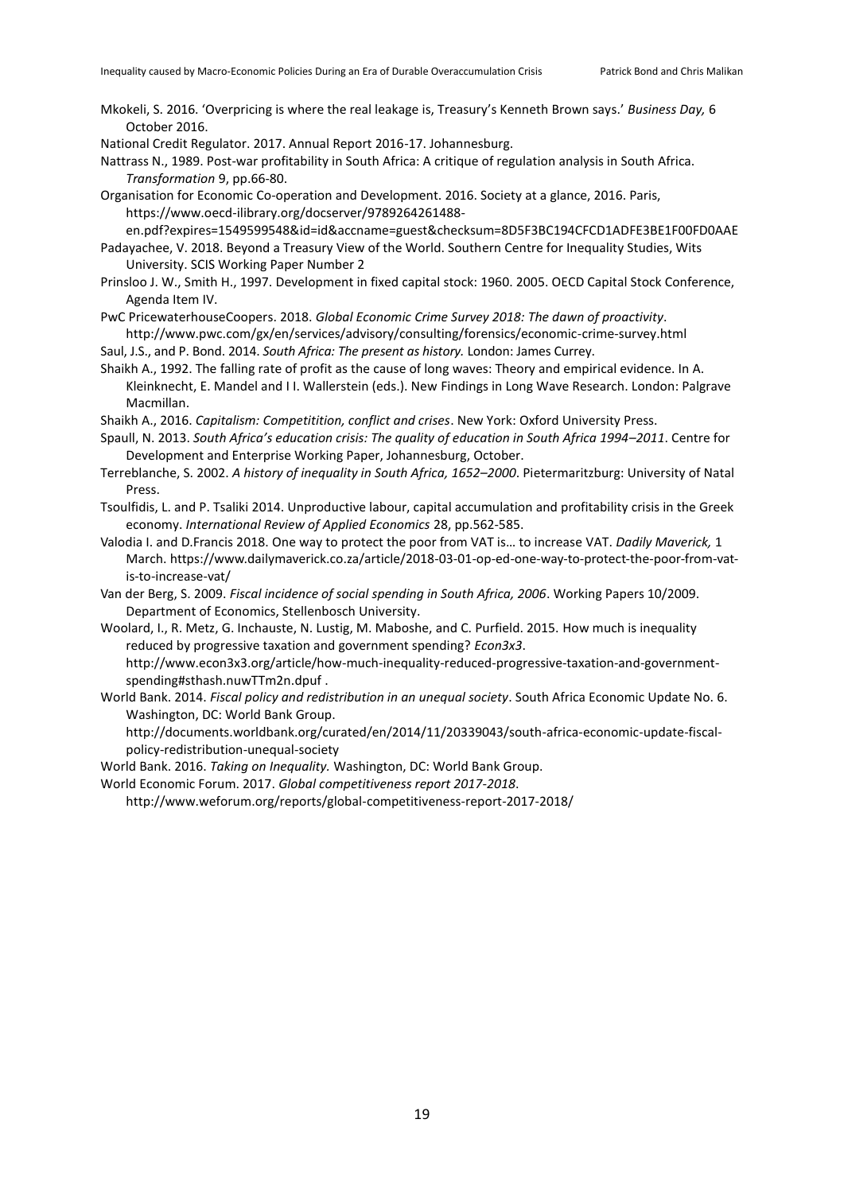Mkokeli, S. 2016. 'Overpricing is where the real leakage is, Treasury's Kenneth Brown says.' *Business Day,* 6 October 2016.

National Credit Regulator. 2017. Annual Report 2016-17. Johannesburg.

Nattrass N., 1989. Post-war profitability in South Africa: A critique of regulation analysis in South Africa. *Transformation* 9, pp.66-80.

Organisation for Economic Co-operation and Development. 2016. Society at a glance, 2016. Paris, https://www.oecd-ilibrary.org/docserver/9789264261488-en.pdf?expires=1549599548&id=id&accname=guest&checksum=8D5F3BC194CFCD1ADFE3BE1F00FD0AAE

Padayachee, V. 2018. Beyond a Treasury View of the World. Southern Centre for Inequality Studies, Wits University. SCIS Working Paper Number 2

Prinsloo J. W., Smith H., 1997. Development in fixed capital stock: 1960. 2005. OECD Capital Stock Conference, Agenda Item IV.

PwC PricewaterhouseCoopers. 2018. *Global Economic Crime Survey 2018: The dawn of proactivity*. http://www.pwc.com/gx/en/services/advisory/consulting/forensics/economic-crime-survey.html

Saul, J.S., and P. Bond. 2014. *South Africa: The present as history.* London: James Currey.

Shaikh A., 1992. The falling rate of profit as the cause of long waves: Theory and empirical evidence. In A. Kleinknecht, E. Mandel and I I. Wallerstein (eds.). New Findings in Long Wave Research. London: Palgrave Macmillan.

Shaikh A., 2016. *Capitalism: Competitition, conflict and crises*. New York: Oxford University Press.

Spaull, N. 2013. *South Africa's education crisis: The quality of education in South Africa 1994–2011*. Centre for Development and Enterprise Working Paper, Johannesburg, October.

Terreblanche, S. 2002. *A history of inequality in South Africa, 1652–2000*. Pietermaritzburg: University of Natal Press.

Tsoulfidis, L. and P. Tsaliki 2014. Unproductive labour, capital accumulation and profitability crisis in the Greek economy. *International Review of Applied Economics* 28, pp.562-585.

Valodia I. and D.Francis 2018. One way to protect the poor from VAT is… to increase VAT. *Dadily Maverick,* 1 March. https://www.dailymaverick.co.za/article/2018-03-01-op-ed-one-way-to-protect-the-poor-from-vat-is-to-increase-vat/

Van der Berg, S. 2009. *Fiscal incidence of social spending in South Africa, 2006*. Working Papers 10/2009. Department of Economics, Stellenbosch University.

Woolard, I., R. Metz, G. Inchauste, N. Lustig, M. Maboshe, and C. Purfield. 2015. How much is inequality reduced by progressive taxation and government spending? *Econ3x3*. http://www.econ3x3.org/article/how-much-inequality-reduced-progressive-taxation-and-government-spending#sthash.nuwTTm2n.dpuf .

World Bank. 2014. *Fiscal policy and redistribution in an unequal society*. South Africa Economic Update No. 6. Washington, DC: World Bank Group. http://documents.worldbank.org/curated/en/2014/11/20339043/south-africa-economic-update-fiscal-policy-redistribution-unequal-society

World Bank. 2016. *Taking on Inequality.* Washington, DC: World Bank Group.

World Economic Forum. 2017. *Global competitiveness report 2017-2018*. http://www.weforum.org/reports/global-competitiveness-report-2017-2018/